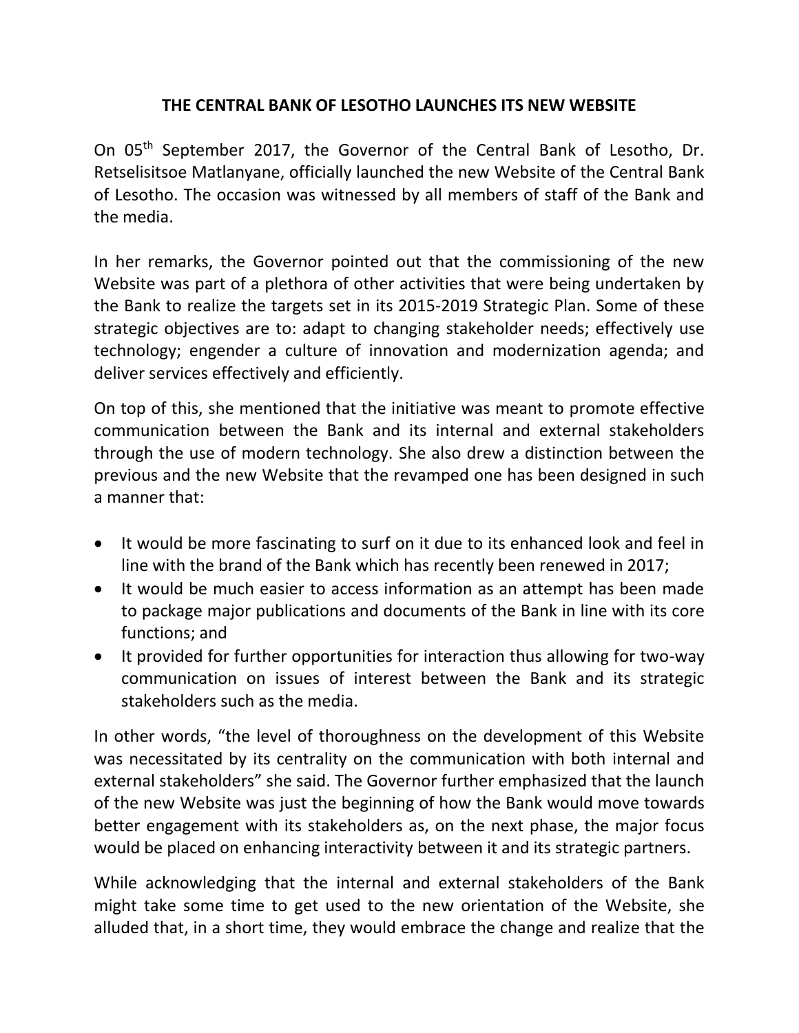# THE CENTRAL BANK OF LESOTHO LAUNCHES ITS NEW WEBSITE

On 05th September 2017, the Governor of the Central Bank of Lesotho, Dr. Retselisitsoe Matlanyane, officially launched the new Website of the Central Bank of Lesotho. The occasion was witnessed by all members of staff of the Bank and the media.

In her remarks, the Governor pointed out that the commissioning of the new Website was part of a plethora of other activities that were being undertaken by the Bank to realize the targets set in its 2015-2019 Strategic Plan. Some of these strategic objectives are to: adapt to changing stakeholder needs; effectively use technology; engender a culture of innovation and modernization agenda; and deliver services effectively and efficiently.

On top of this, she mentioned that the initiative was meant to promote effective communication between the Bank and its internal and external stakeholders through the use of modern technology. She also drew a distinction between the previous and the new Website that the revamped one has been designed in such a manner that:

- It would be more fascinating to surf on it due to its enhanced look and feel in line with the brand of the Bank which has recently been renewed in 2017;
- It would be much easier to access information as an attempt has been made to package major publications and documents of the Bank in line with its core functions; and
- It provided for further opportunities for interaction thus allowing for two-way communication on issues of interest between the Bank and its strategic stakeholders such as the media.

In other words, "the level of thoroughness on the development of this Website was necessitated by its centrality on the communication with both internal and external stakeholders" she said. The Governor further emphasized that the launch of the new Website was just the beginning of how the Bank would move towards better engagement with its stakeholders as, on the next phase, the major focus would be placed on enhancing interactivity between it and its strategic partners.

While acknowledging that the internal and external stakeholders of the Bank might take some time to get used to the new orientation of the Website, she alluded that, in a short time, they would embrace the change and realize that the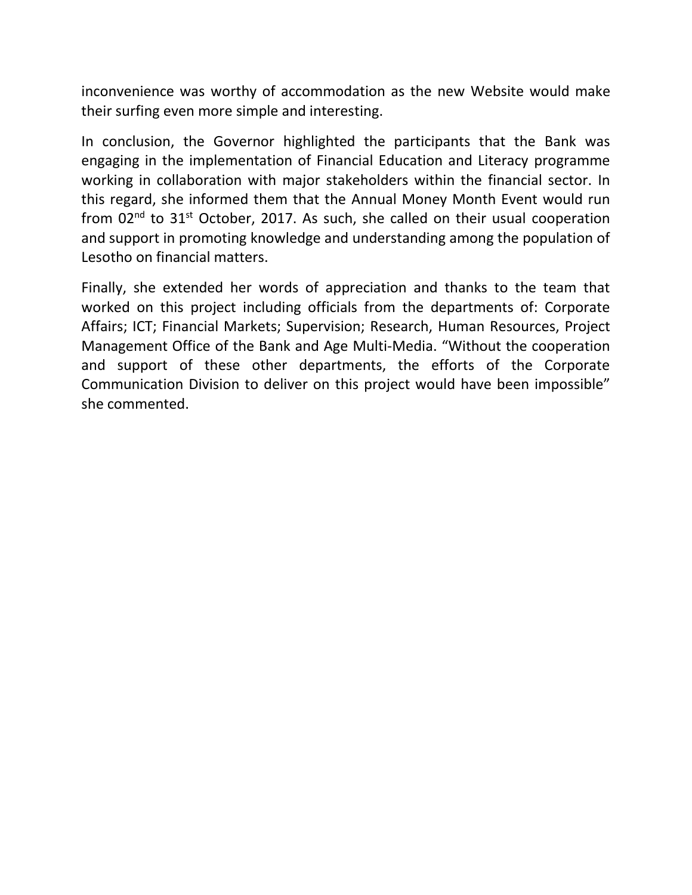inconvenience was worthy of accommodation as the new Website would make their surfing even more simple and interesting.

In conclusion, the Governor highlighted the participants that the Bank was engaging in the implementation of Financial Education and Literacy programme working in collaboration with major stakeholders within the financial sector. In this regard, she informed them that the Annual Money Month Event would run from 02nd to 31st October, 2017. As such, she called on their usual cooperation and support in promoting knowledge and understanding among the population of Lesotho on financial matters.

Finally, she extended her words of appreciation and thanks to the team that worked on this project including officials from the departments of: Corporate Affairs; ICT; Financial Markets; Supervision; Research, Human Resources, Project Management Office of the Bank and Age Multi-Media. "Without the cooperation and support of these other departments, the efforts of the Corporate Communication Division to deliver on this project would have been impossible" she commented.